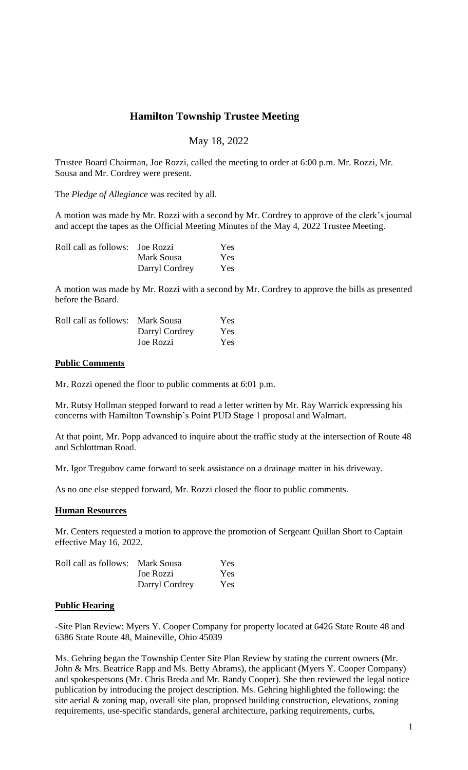# Hamilton Township Trustee Meeting

May 18, 2022

Trustee Board Chairman, Joe Rozzi, called the meeting to order at 6:00 p.m. Mr. Rozzi, Mr. Sousa and Mr. Cordrey were present.

The *Pledge of Allegiance* was recited by all.

A motion was made by Mr. Rozzi with a second by Mr. Cordrey to approve of the clerk's journal and accept the tapes as the Official Meeting Minutes of the May 4, 2022 Trustee Meeting.

| Roll call as follows: | Joe Rozzi | Yes |
|---|---|---|
| | Mark Sousa | Yes |
| | Darryl Cordrey | Yes |

A motion was made by Mr. Rozzi with a second by Mr. Cordrey to approve the bills as presented before the Board.

| Roll call as follows: | Mark Sousa | Yes |
|---|---|---|
| | Darryl Cordrey | Yes |
| | Joe Rozzi | Yes |

**Public Comments**

Mr. Rozzi opened the floor to public comments at 6:01 p.m.

Mr. Rutsy Hollman stepped forward to read a letter written by Mr. Ray Warrick expressing his concerns with Hamilton Township's Point PUD Stage 1 proposal and Walmart.

At that point, Mr. Popp advanced to inquire about the traffic study at the intersection of Route 48 and Schlottman Road.

Mr. Igor Tregubov came forward to seek assistance on a drainage matter in his driveway.

As no one else stepped forward, Mr. Rozzi closed the floor to public comments.

**Human Resources**

Mr. Centers requested a motion to approve the promotion of Sergeant Quillan Short to Captain effective May 16, 2022.

| Roll call as follows: | Mark Sousa | Yes |
|---|---|---|
| | Joe Rozzi | Yes |
| | Darryl Cordrey | Yes |

**Public Hearing**

-Site Plan Review: Myers Y. Cooper Company for property located at 6426 State Route 48 and 6386 State Route 48, Maineville, Ohio 45039

Ms. Gehring began the Township Center Site Plan Review by stating the current owners (Mr. John & Mrs. Beatrice Rapp and Ms. Betty Abrams), the applicant (Myers Y. Cooper Company) and spokespersons (Mr. Chris Breda and Mr. Randy Cooper). She then reviewed the legal notice publication by introducing the project description. Ms. Gehring highlighted the following: the site aerial & zoning map, overall site plan, proposed building construction, elevations, zoning requirements, use-specific standards, general architecture, parking requirements, curbs,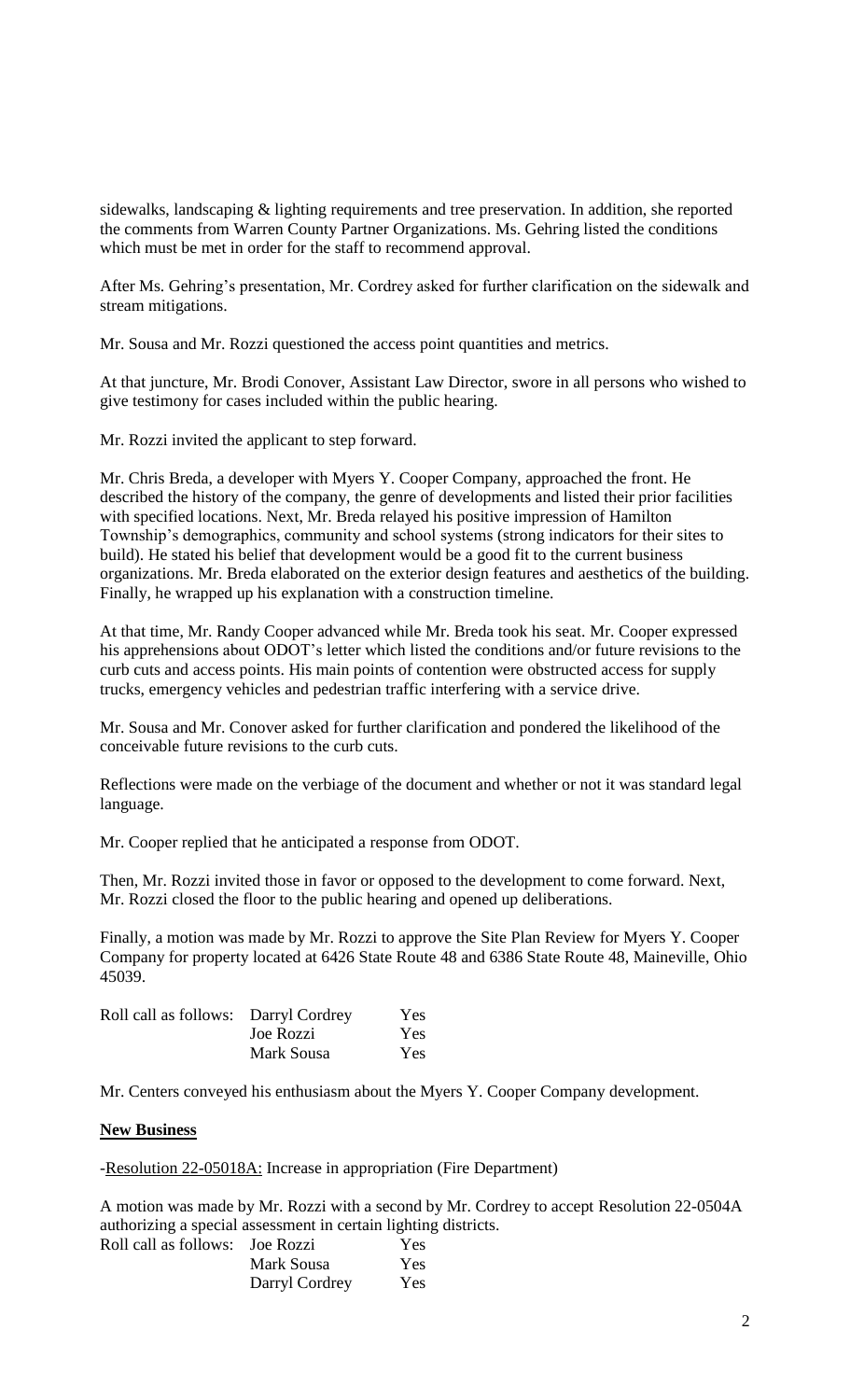sidewalks, landscaping & lighting requirements and tree preservation. In addition, she reported the comments from Warren County Partner Organizations. Ms. Gehring listed the conditions which must be met in order for the staff to recommend approval.

After Ms. Gehring's presentation, Mr. Cordrey asked for further clarification on the sidewalk and stream mitigations.

Mr. Sousa and Mr. Rozzi questioned the access point quantities and metrics.

At that juncture, Mr. Brodi Conover, Assistant Law Director, swore in all persons who wished to give testimony for cases included within the public hearing.

Mr. Rozzi invited the applicant to step forward.

Mr. Chris Breda, a developer with Myers Y. Cooper Company, approached the front. He described the history of the company, the genre of developments and listed their prior facilities with specified locations. Next, Mr. Breda relayed his positive impression of Hamilton Township's demographics, community and school systems (strong indicators for their sites to build). He stated his belief that development would be a good fit to the current business organizations. Mr. Breda elaborated on the exterior design features and aesthetics of the building. Finally, he wrapped up his explanation with a construction timeline.

At that time, Mr. Randy Cooper advanced while Mr. Breda took his seat. Mr. Cooper expressed his apprehensions about ODOT's letter which listed the conditions and/or future revisions to the curb cuts and access points. His main points of contention were obstructed access for supply trucks, emergency vehicles and pedestrian traffic interfering with a service drive.

Mr. Sousa and Mr. Conover asked for further clarification and pondered the likelihood of the conceivable future revisions to the curb cuts.

Reflections were made on the verbiage of the document and whether or not it was standard legal language.

Mr. Cooper replied that he anticipated a response from ODOT.

Then, Mr. Rozzi invited those in favor or opposed to the development to come forward. Next, Mr. Rozzi closed the floor to the public hearing and opened up deliberations.

Finally, a motion was made by Mr. Rozzi to approve the Site Plan Review for Myers Y. Cooper Company for property located at 6426 State Route 48 and 6386 State Route 48, Maineville, Ohio 45039.

| Roll call as follows: | Darryl Cordrey | Yes |
|---|---|---|
| | Joe Rozzi | Yes |
| | Mark Sousa | Yes |

Mr. Centers conveyed his enthusiasm about the Myers Y. Cooper Company development.

**New Business**

-Resolution 22-05018A: Increase in appropriation (Fire Department)

A motion was made by Mr. Rozzi with a second by Mr. Cordrey to accept Resolution 22-0504A authorizing a special assessment in certain lighting districts.

| Roll call as follows: | Joe Rozzi | Yes |
|---|---|---|
| | Mark Sousa | Yes |
| | Darryl Cordrey | Yes |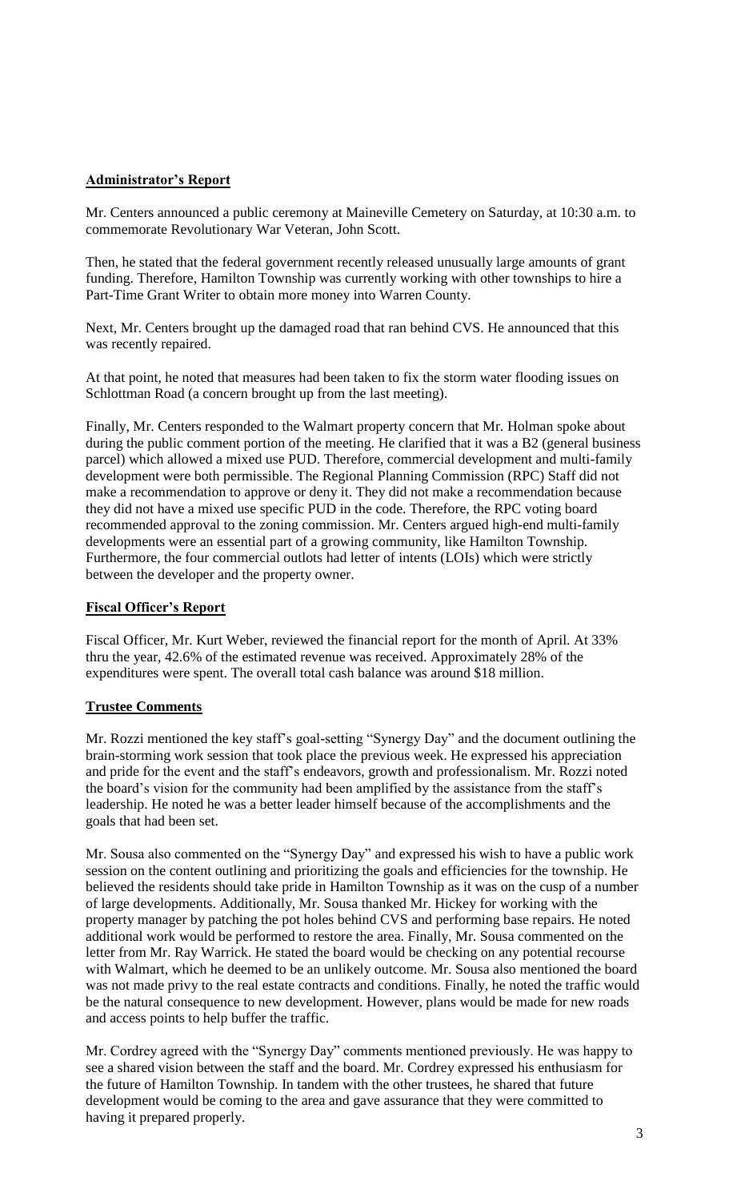**Administrator's Report**

Mr. Centers announced a public ceremony at Maineville Cemetery on Saturday, at 10:30 a.m. to commemorate Revolutionary War Veteran, John Scott.

Then, he stated that the federal government recently released unusually large amounts of grant funding. Therefore, Hamilton Township was currently working with other townships to hire a Part-Time Grant Writer to obtain more money into Warren County.

Next, Mr. Centers brought up the damaged road that ran behind CVS. He announced that this was recently repaired.

At that point, he noted that measures had been taken to fix the storm water flooding issues on Schlottman Road (a concern brought up from the last meeting).

Finally, Mr. Centers responded to the Walmart property concern that Mr. Holman spoke about during the public comment portion of the meeting. He clarified that it was a B2 (general business parcel) which allowed a mixed use PUD. Therefore, commercial development and multi-family development were both permissible. The Regional Planning Commission (RPC) Staff did not make a recommendation to approve or deny it. They did not make a recommendation because they did not have a mixed use specific PUD in the code. Therefore, the RPC voting board recommended approval to the zoning commission. Mr. Centers argued high-end multi-family developments were an essential part of a growing community, like Hamilton Township. Furthermore, the four commercial outlots had letter of intents (LOIs) which were strictly between the developer and the property owner.

**Fiscal Officer's Report**

Fiscal Officer, Mr. Kurt Weber, reviewed the financial report for the month of April. At 33% thru the year, 42.6% of the estimated revenue was received. Approximately 28% of the expenditures were spent. The overall total cash balance was around $18 million.

**Trustee Comments**

Mr. Rozzi mentioned the key staff's goal-setting "Synergy Day" and the document outlining the brain-storming work session that took place the previous week. He expressed his appreciation and pride for the event and the staff's endeavors, growth and professionalism. Mr. Rozzi noted the board's vision for the community had been amplified by the assistance from the staff's leadership. He noted he was a better leader himself because of the accomplishments and the goals that had been set.

Mr. Sousa also commented on the "Synergy Day" and expressed his wish to have a public work session on the content outlining and prioritizing the goals and efficiencies for the township. He believed the residents should take pride in Hamilton Township as it was on the cusp of a number of large developments. Additionally, Mr. Sousa thanked Mr. Hickey for working with the property manager by patching the pot holes behind CVS and performing base repairs. He noted additional work would be performed to restore the area. Finally, Mr. Sousa commented on the letter from Mr. Ray Warrick. He stated the board would be checking on any potential recourse with Walmart, which he deemed to be an unlikely outcome. Mr. Sousa also mentioned the board was not made privy to the real estate contracts and conditions. Finally, he noted the traffic would be the natural consequence to new development. However, plans would be made for new roads and access points to help buffer the traffic.

Mr. Cordrey agreed with the "Synergy Day" comments mentioned previously. He was happy to see a shared vision between the staff and the board. Mr. Cordrey expressed his enthusiasm for the future of Hamilton Township. In tandem with the other trustees, he shared that future development would be coming to the area and gave assurance that they were committed to having it prepared properly.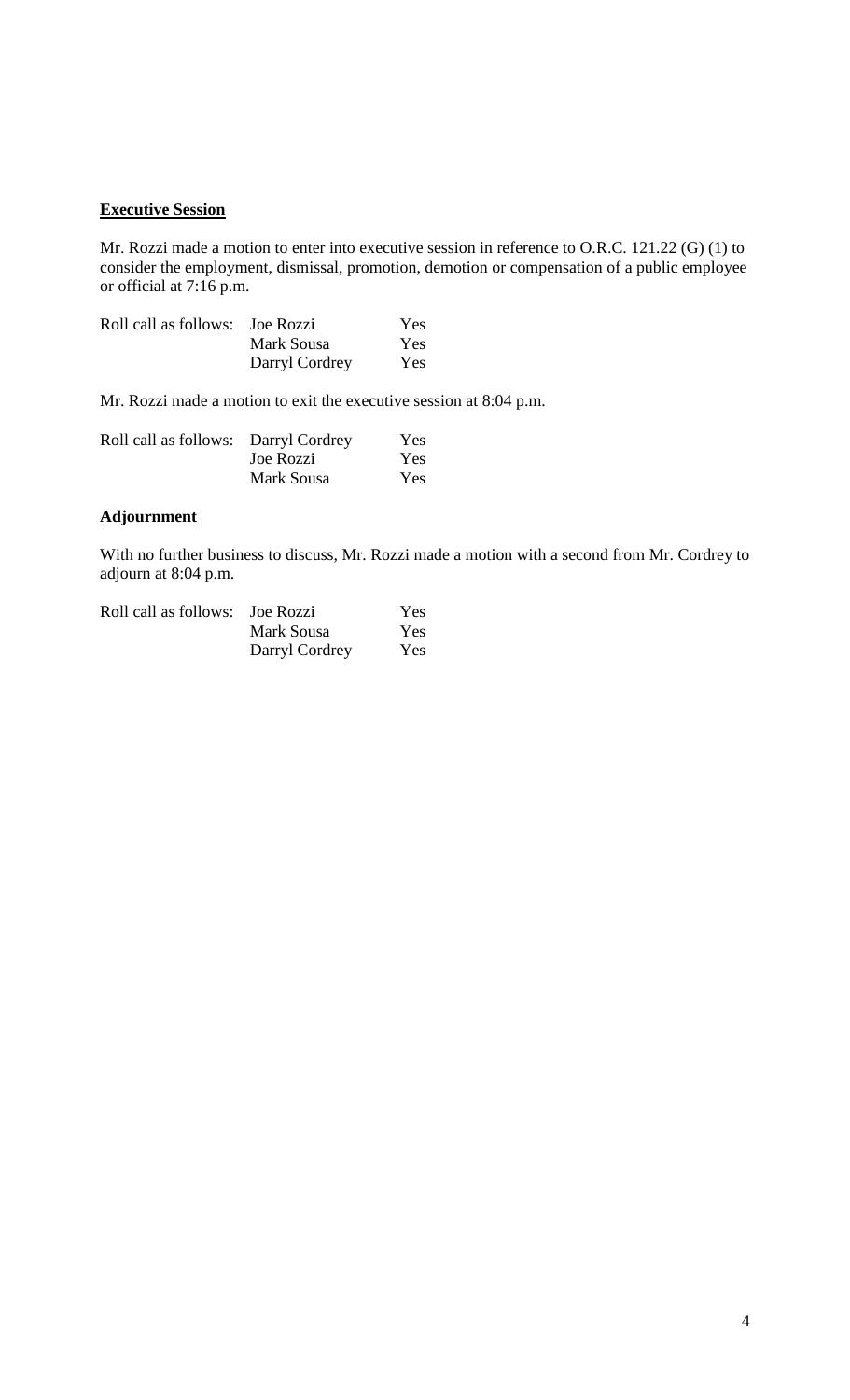**Executive Session**

Mr. Rozzi made a motion to enter into executive session in reference to O.R.C. 121.22 (G) (1) to consider the employment, dismissal, promotion, demotion or compensation of a public employee or official at 7:16 p.m.

| | | |
|---|---|---|
| Roll call as follows: | Joe Rozzi | Yes |
| | Mark Sousa | Yes |
| | Darryl Cordrey | Yes |

Mr. Rozzi made a motion to exit the executive session at 8:04 p.m.

| | | |
|---|---|---|
| Roll call as follows: | Darryl Cordrey | Yes |
| | Joe Rozzi | Yes |
| | Mark Sousa | Yes |

**Adjournment**

With no further business to discuss, Mr. Rozzi made a motion with a second from Mr. Cordrey to adjourn at 8:04 p.m.

| | | |
|---|---|---|
| Roll call as follows: | Joe Rozzi | Yes |
| | Mark Sousa | Yes |
| | Darryl Cordrey | Yes |